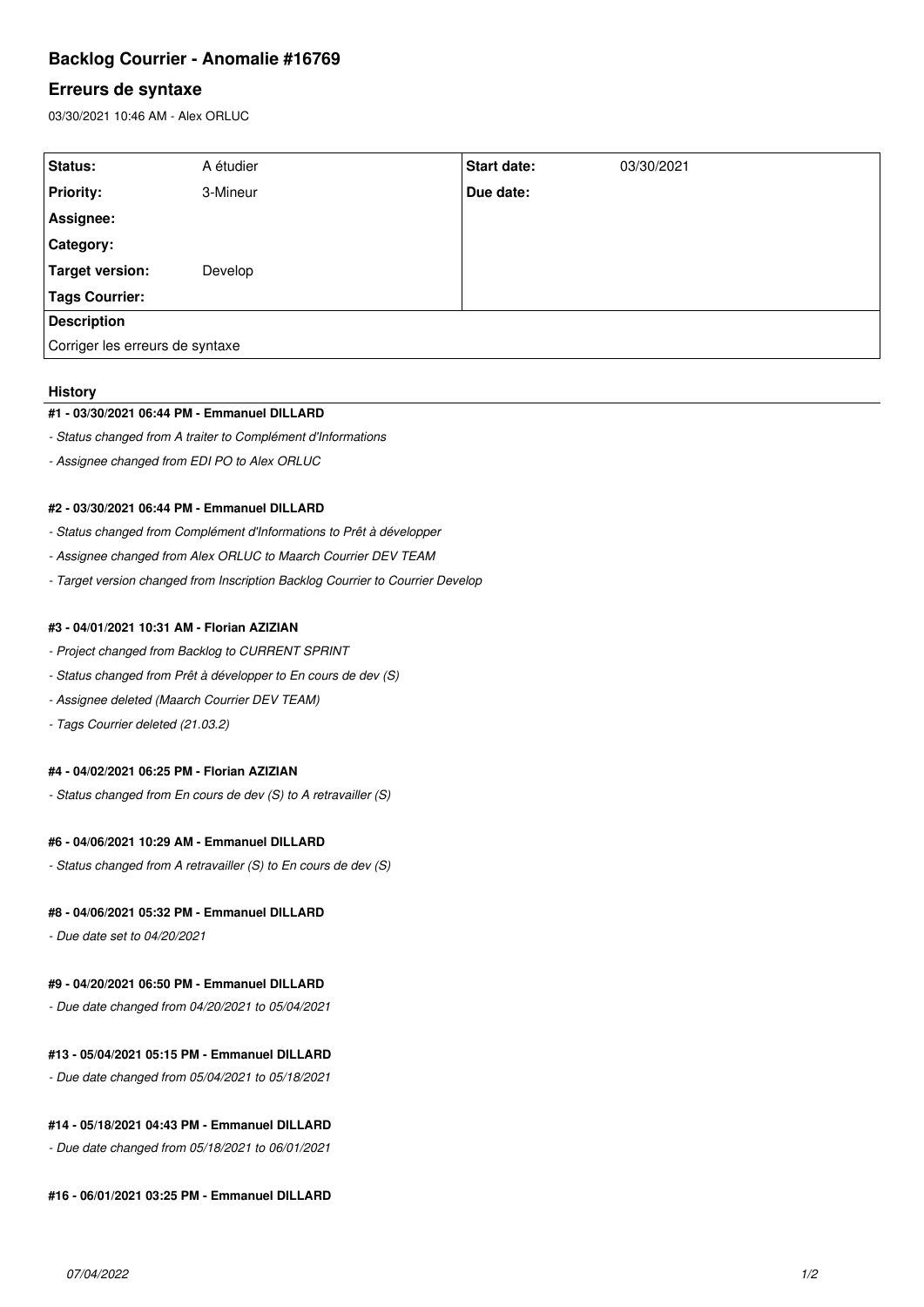# Backlog Courrier - Anomalie #16769

## Erreurs de syntaxe

03/30/2021 10:46 AM - Alex ORLUC

| | | | |
|---|---|---|---|
| **Status:** | A étudier | **Start date:** | 03/30/2021 |
| **Priority:** | 3-Mineur | **Due date:** | |
| **Assignee:** | | | |
| **Category:** | | | |
| **Target version:** | Develop | | |
| **Tags Courrier:** | | | |
| **Description** | | | |
| Corriger les erreurs de syntaxe | | | |

### History

#### #1 - 03/30/2021 06:44 PM - Emmanuel DILLARD

- *Status changed from A traiter to Complément d'Informations*
- *Assignee changed from EDI PO to Alex ORLUC*

#### #2 - 03/30/2021 06:44 PM - Emmanuel DILLARD

- *Status changed from Complément d'Informations to Prêt à développer*
- *Assignee changed from Alex ORLUC to Maarch Courrier DEV TEAM*
- *Target version changed from Inscription Backlog Courrier to Courrier Develop*

#### #3 - 04/01/2021 10:31 AM - Florian AZIZIAN

- *Project changed from Backlog to CURRENT SPRINT*
- *Status changed from Prêt à développer to En cours de dev (S)*
- *Assignee deleted (Maarch Courrier DEV TEAM)*
- *Tags Courrier deleted (21.03.2)*

#### #4 - 04/02/2021 06:25 PM - Florian AZIZIAN

- *Status changed from En cours de dev (S) to A retravailler (S)*

#### #6 - 04/06/2021 10:29 AM - Emmanuel DILLARD

- *Status changed from A retravailler (S) to En cours de dev (S)*

#### #8 - 04/06/2021 05:32 PM - Emmanuel DILLARD

- *Due date set to 04/20/2021*

#### #9 - 04/20/2021 06:50 PM - Emmanuel DILLARD

- *Due date changed from 04/20/2021 to 05/04/2021*

#### #13 - 05/04/2021 05:15 PM - Emmanuel DILLARD

- *Due date changed from 05/04/2021 to 05/18/2021*

#### #14 - 05/18/2021 04:43 PM - Emmanuel DILLARD

- *Due date changed from 05/18/2021 to 06/01/2021*

#### #16 - 06/01/2021 03:25 PM - Emmanuel DILLARD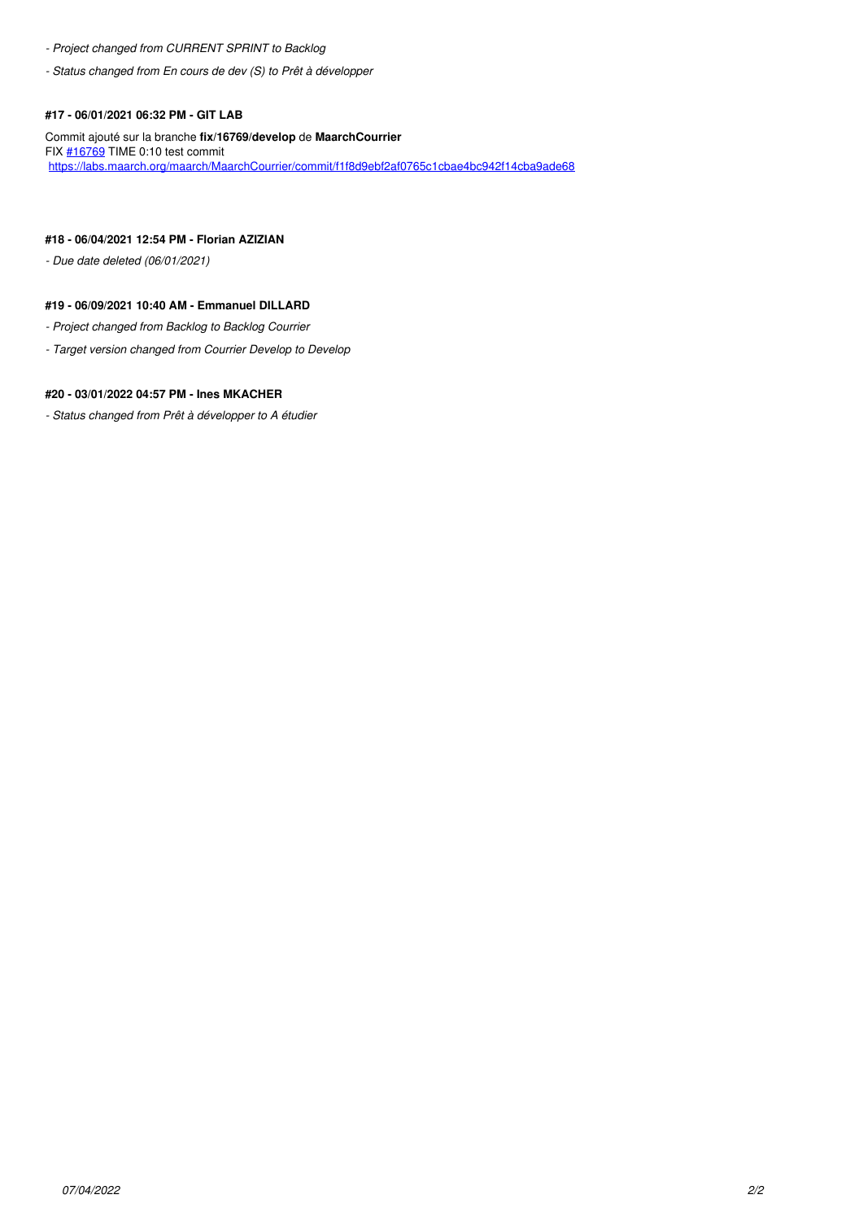- *Project changed from CURRENT SPRINT to Backlog*
- *Status changed from En cours de dev (S) to Prêt à développer*

#### #17 - 06/01/2021 06:32 PM - GIT LAB

Commit ajouté sur la branche **fix/16769/develop** de **MaarchCourrier**
FIX [#16769](#16769) TIME 0:10 test commit
[https://labs.maarch.org/maarch/MaarchCourrier/commit/f1f8d9ebf2af0765c1cbae4bc942f14cba9ade68](https://labs.maarch.org/maarch/MaarchCourrier/commit/f1f8d9ebf2af0765c1cbae4bc942f14cba9ade68)

#### #18 - 06/04/2021 12:54 PM - Florian AZIZIAN

- *Due date deleted (06/01/2021)*

#### #19 - 06/09/2021 10:40 AM - Emmanuel DILLARD

- *Project changed from Backlog to Backlog Courrier*
- *Target version changed from Courrier Develop to Develop*

#### #20 - 03/01/2022 04:57 PM - Ines MKACHER

- *Status changed from Prêt à développer to A étudier*